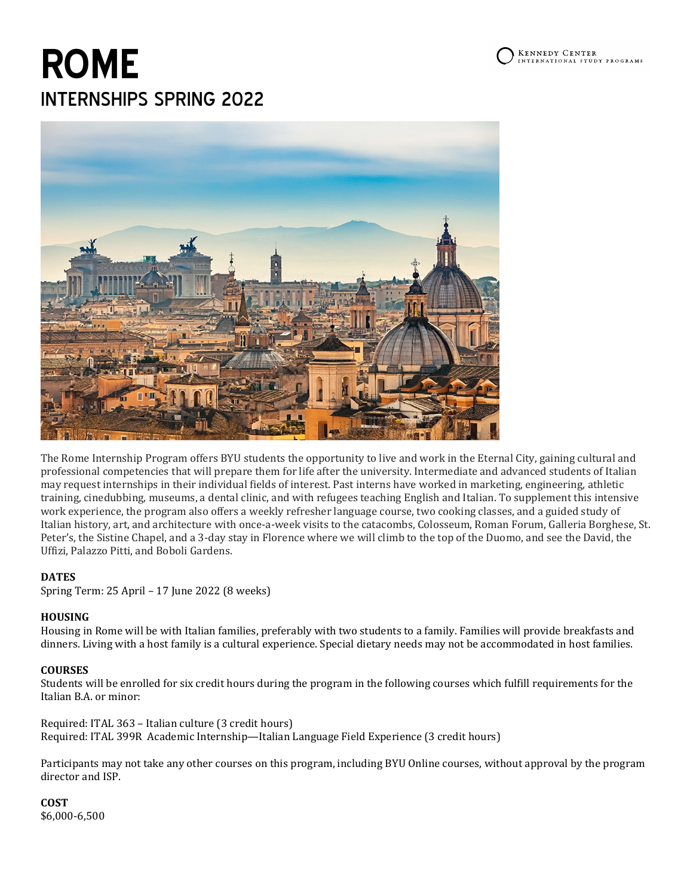# ROME

## INTERNSHIPS SPRING 2022

Kennedy Center International Study Programs

The Rome Internship Program offers BYU students the opportunity to live and work in the Eternal City, gaining cultural and professional competencies that will prepare them for life after the university. Intermediate and advanced students of Italian may request internships in their individual fields of interest. Past interns have worked in marketing, engineering, athletic training, cinedubbing, museums, a dental clinic, and with refugees teaching English and Italian. To supplement this intensive work experience, the program also offers a weekly refresher language course, two cooking classes, and a guided study of Italian history, art, and architecture with once-a-week visits to the catacombs, Colosseum, Roman Forum, Galleria Borghese, St. Peter's, the Sistine Chapel, and a 3-day stay in Florence where we will climb to the top of the Duomo, and see the David, the Uffizi, Palazzo Pitti, and Boboli Gardens.

**DATES**

Spring Term: 25 April – 17 June 2022 (8 weeks)

**HOUSING**

Housing in Rome will be with Italian families, preferably with two students to a family. Families will provide breakfasts and dinners. Living with a host family is a cultural experience. Special dietary needs may not be accommodated in host families.

**COURSES**

Students will be enrolled for six credit hours during the program in the following courses which fulfill requirements for the Italian B.A. or minor:

Required: ITAL 363 – Italian culture (3 credit hours)
Required: ITAL 399R Academic Internship—Italian Language Field Experience (3 credit hours)

Participants may not take any other courses on this program, including BYU Online courses, without approval by the program director and ISP.

**COST**

$6,000-6,500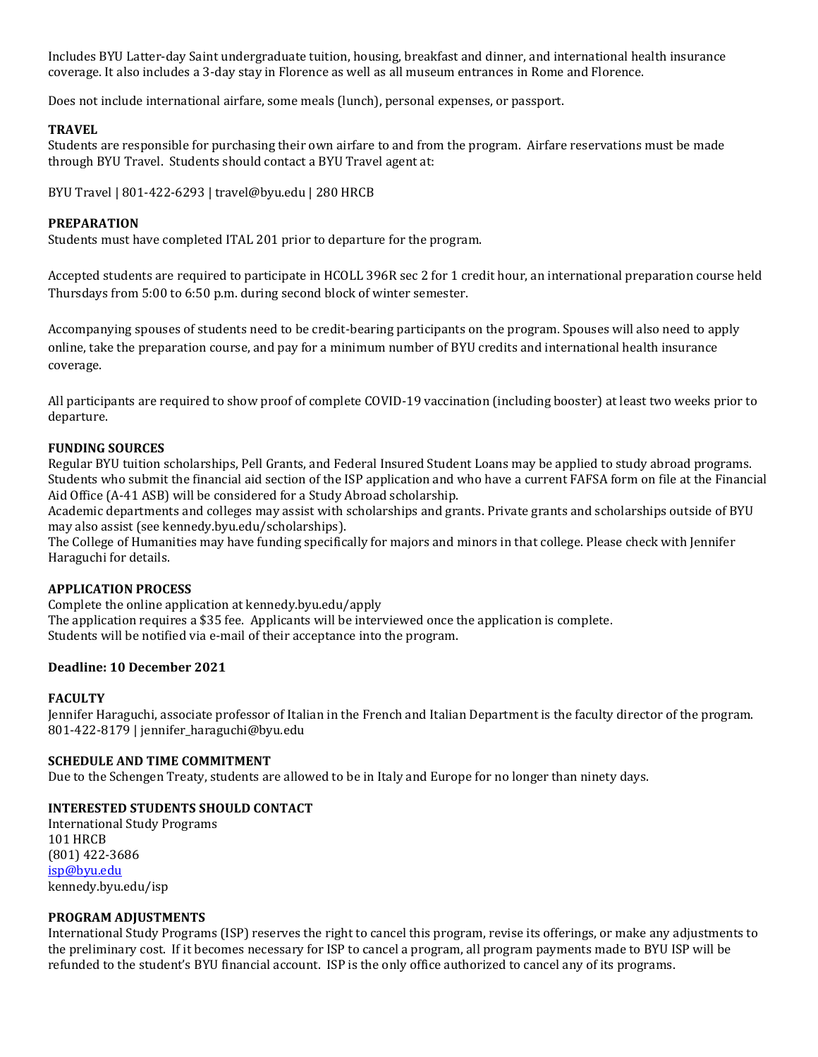Includes BYU Latter-day Saint undergraduate tuition, housing, breakfast and dinner, and international health insurance coverage. It also includes a 3-day stay in Florence as well as all museum entrances in Rome and Florence.

Does not include international airfare, some meals (lunch), personal expenses, or passport.

**TRAVEL**

Students are responsible for purchasing their own airfare to and from the program. Airfare reservations must be made through BYU Travel. Students should contact a BYU Travel agent at:

BYU Travel | 801-422-6293 | travel@byu.edu | 280 HRCB

**PREPARATION**

Students must have completed ITAL 201 prior to departure for the program.

Accepted students are required to participate in HCOLL 396R sec 2 for 1 credit hour, an international preparation course held Thursdays from 5:00 to 6:50 p.m. during second block of winter semester.

Accompanying spouses of students need to be credit-bearing participants on the program. Spouses will also need to apply online, take the preparation course, and pay for a minimum number of BYU credits and international health insurance coverage.

All participants are required to show proof of complete COVID-19 vaccination (including booster) at least two weeks prior to departure.

**FUNDING SOURCES**

Regular BYU tuition scholarships, Pell Grants, and Federal Insured Student Loans may be applied to study abroad programs. Students who submit the financial aid section of the ISP application and who have a current FAFSA form on file at the Financial Aid Office (A-41 ASB) will be considered for a Study Abroad scholarship.

Academic departments and colleges may assist with scholarships and grants. Private grants and scholarships outside of BYU may also assist (see kennedy.byu.edu/scholarships).

The College of Humanities may have funding specifically for majors and minors in that college. Please check with Jennifer Haraguchi for details.

**APPLICATION PROCESS**

Complete the online application at kennedy.byu.edu/apply

The application requires a $35 fee. Applicants will be interviewed once the application is complete.

Students will be notified via e-mail of their acceptance into the program.

**Deadline: 10 December 2021**

**FACULTY**

Jennifer Haraguchi, associate professor of Italian in the French and Italian Department is the faculty director of the program.
801-422-8179 | jennifer_haraguchi@byu.edu

**SCHEDULE AND TIME COMMITMENT**

Due to the Schengen Treaty, students are allowed to be in Italy and Europe for no longer than ninety days.

**INTERESTED STUDENTS SHOULD CONTACT**

International Study Programs
101 HRCB
(801) 422-3686
isp@byu.edu
kennedy.byu.edu/isp

**PROGRAM ADJUSTMENTS**

International Study Programs (ISP) reserves the right to cancel this program, revise its offerings, or make any adjustments to the preliminary cost. If it becomes necessary for ISP to cancel a program, all program payments made to BYU ISP will be refunded to the student's BYU financial account. ISP is the only office authorized to cancel any of its programs.